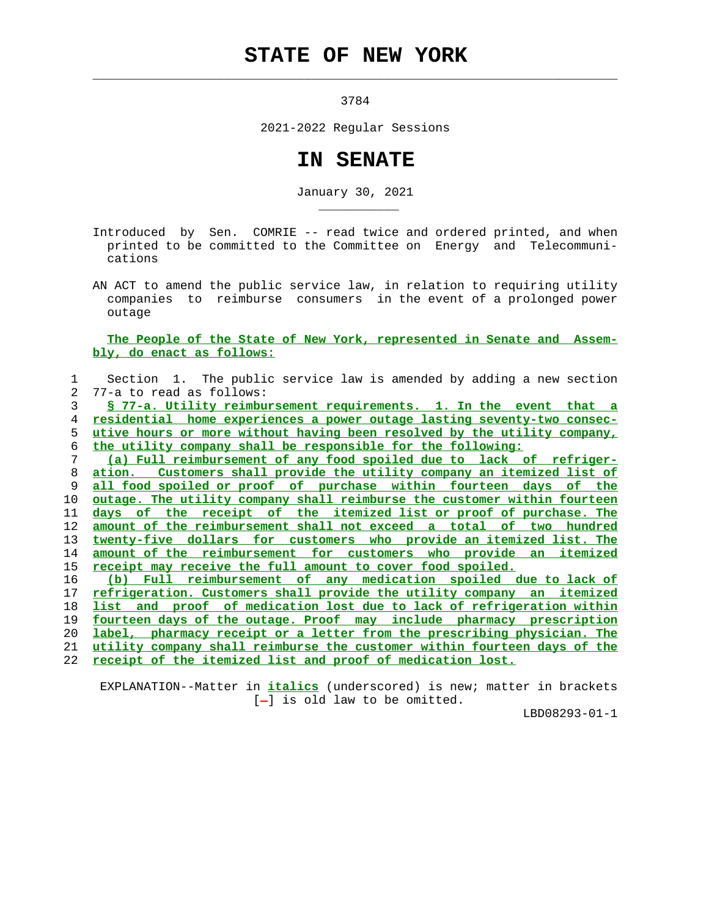# STATE OF NEW YORK

3784

2021-2022 Regular Sessions

# IN SENATE

January 30, 2021

Introduced by Sen. COMRIE -- read twice and ordered printed, and when printed to be committed to the Committee on Energy and Telecommunications

AN ACT to amend the public service law, in relation to requiring utility companies to reimburse consumers in the event of a prolonged power outage

The People of the State of New York, represented in Senate and Assembly, do enact as follows:

1 Section 1. The public service law is amended by adding a new section
2 77-a to read as follows:
3 § 77-a. Utility reimbursement requirements. 1. In the event that a
4 residential home experiences a power outage lasting seventy-two consec-
5 utive hours or more without having been resolved by the utility company,
6 the utility company shall be responsible for the following:
7 (a) Full reimbursement of any food spoiled due to lack of refriger-
8 ation. Customers shall provide the utility company an itemized list of
9 all food spoiled or proof of purchase within fourteen days of the
10 outage. The utility company shall reimburse the customer within fourteen
11 days of the receipt of the itemized list or proof of purchase. The
12 amount of the reimbursement shall not exceed a total of two hundred
13 twenty-five dollars for customers who provide an itemized list. The
14 amount of the reimbursement for customers who provide an itemized
15 receipt may receive the full amount to cover food spoiled.
16 (b) Full reimbursement of any medication spoiled due to lack of
17 refrigeration. Customers shall provide the utility company an itemized
18 list and proof of medication lost due to lack of refrigeration within
19 fourteen days of the outage. Proof may include pharmacy prescription
20 label, pharmacy receipt or a letter from the prescribing physician. The
21 utility company shall reimburse the customer within fourteen days of the
22 receipt of the itemized list and proof of medication lost.

EXPLANATION--Matter in *italics* (underscored) is new; matter in brackets [-] is old law to be omitted.

LBD08293-01-1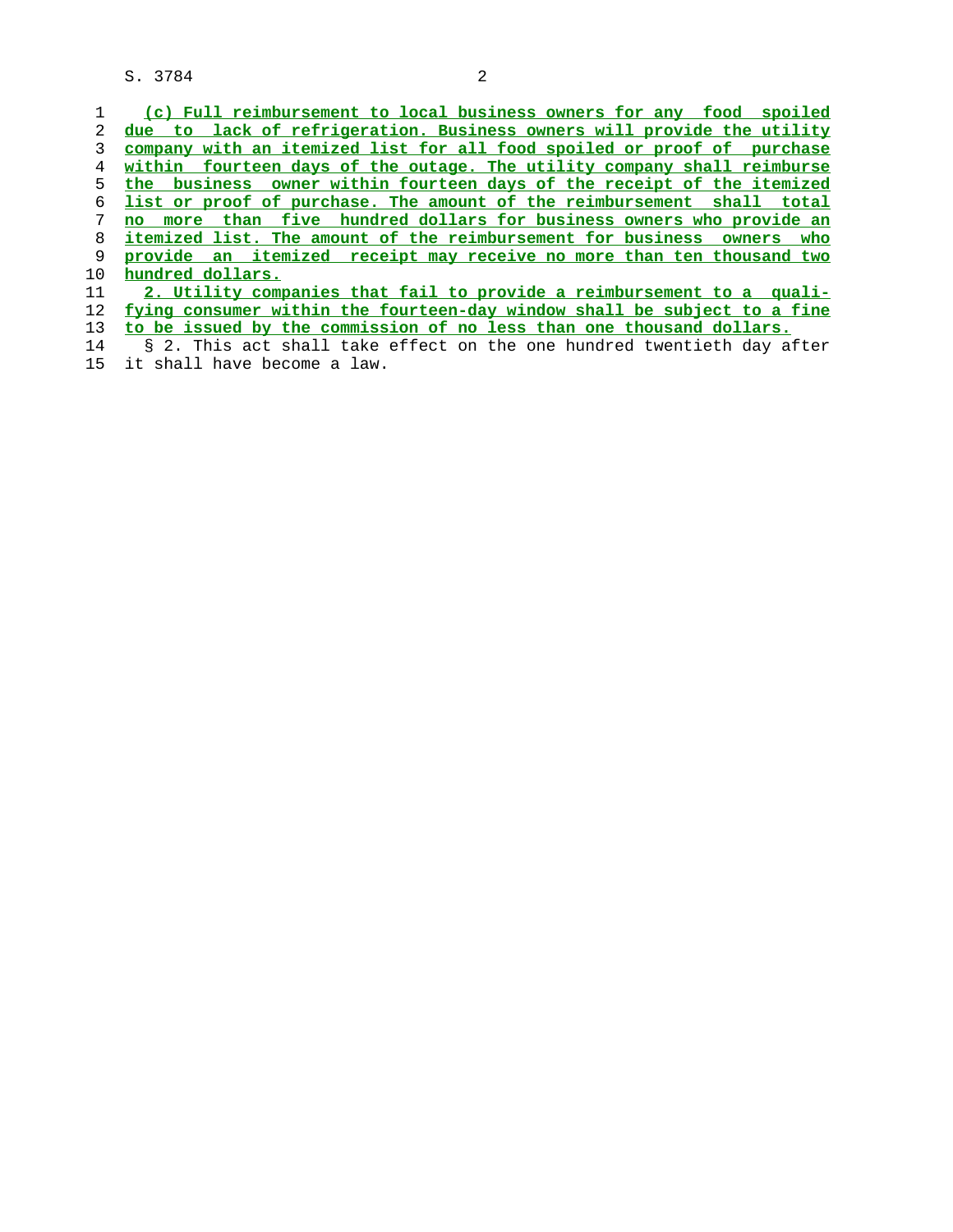(c) Full reimbursement to local business owners for any food spoiled due to lack of refrigeration. Business owners will provide the utility company with an itemized list for all food spoiled or proof of purchase within fourteen days of the outage. The utility company shall reimburse the business owner within fourteen days of the receipt of the itemized list or proof of purchase. The amount of the reimbursement shall total no more than five hundred dollars for business owners who provide an itemized list. The amount of the reimbursement for business owners who provide an itemized receipt may receive no more than ten thousand two hundred dollars.

2. Utility companies that fail to provide a reimbursement to a qualifying consumer within the fourteen-day window shall be subject to a fine to be issued by the commission of no less than one thousand dollars.

§ 2. This act shall take effect on the one hundred twentieth day after it shall have become a law.